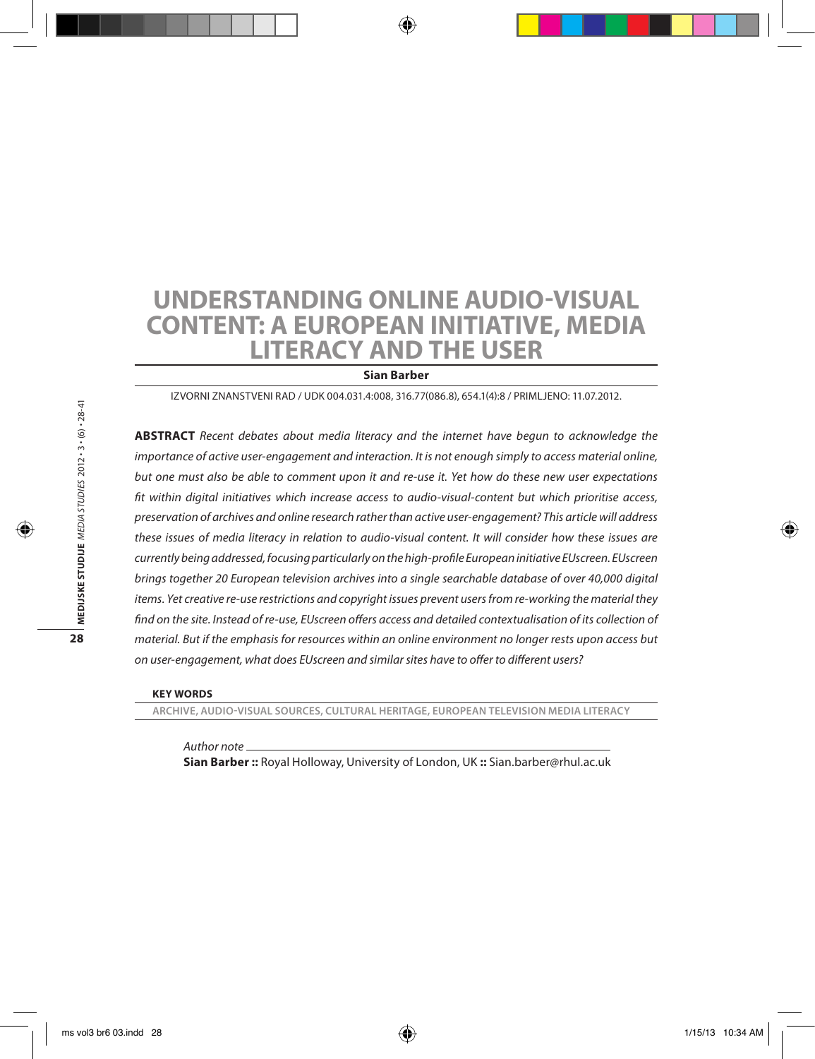# UNDERSTANDING ONLINE AUDIO-VISUAL CONTENT: A EUROPEAN INITIATIVE, MEDIA LITERACY AND THE USER

**Sian Barber**

IZVORNI ZNANSTVENI RAD / UDK 004.031.4:008, 316.77(086.8), 654.1(4):8 / PRIMLJENO: 11.07.2012.

**ABSTRACT** *Recent debates about media literacy and the internet have begun to acknowledge the importance of active user-engagement and interaction. It is not enough simply to access material online, but one must also be able to comment upon it and re-use it. Yet how do these new user expectations fit within digital initiatives which increase access to audio-visual-content but which prioritise access, preservation of archives and online research rather than active user-engagement? This article will address these issues of media literacy in relation to audio-visual content. It will consider how these issues are currently being addressed, focusing particularly on the high-profile European initiative EUscreen. EUscreen brings together 20 European television archives into a single searchable database of over 40,000 digital items. Yet creative re-use restrictions and copyright issues prevent users from re-working the material they find on the site. Instead of re-use, EUscreen offers access and detailed contextualisation of its collection of material. But if the emphasis for resources within an online environment no longer rests upon access but on user-engagement, what does EUscreen and similar sites have to offer to different users?*

**KEY WORDS**

ARCHIVE, AUDIO-VISUAL SOURCES, CULTURAL HERITAGE, EUROPEAN TELEVISION MEDIA LITERACY

*Author note*

**Sian Barber ::** Royal Holloway, University of London, UK **::** Sian.barber@rhul.ac.uk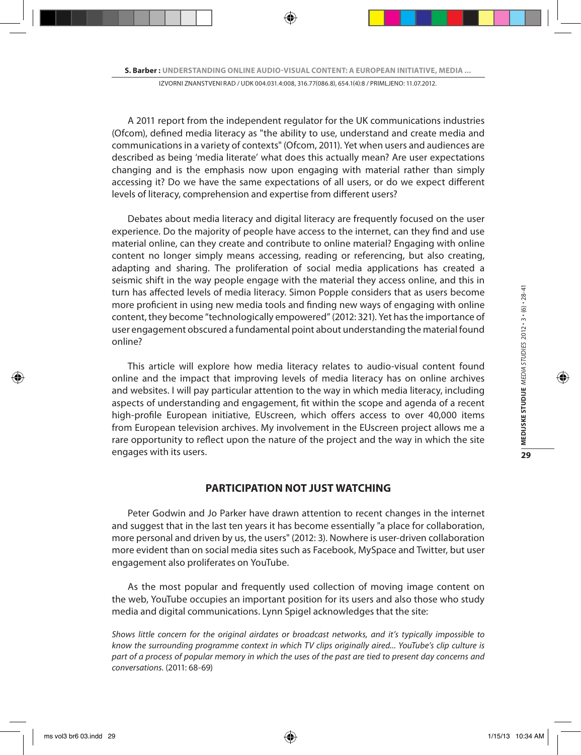A 2011 report from the independent regulator for the UK communications industries (Ofcom), defined media literacy as "the ability to use, understand and create media and communications in a variety of contexts" (Ofcom, 2011). Yet when users and audiences are described as being 'media literate' what does this actually mean? Are user expectations changing and is the emphasis now upon engaging with material rather than simply accessing it? Do we have the same expectations of all users, or do we expect different levels of literacy, comprehension and expertise from different users?

Debates about media literacy and digital literacy are frequently focused on the user experience. Do the majority of people have access to the internet, can they find and use material online, can they create and contribute to online material? Engaging with online content no longer simply means accessing, reading or referencing, but also creating, adapting and sharing. The proliferation of social media applications has created a seismic shift in the way people engage with the material they access online, and this in turn has affected levels of media literacy. Simon Popple considers that as users become more proficient in using new media tools and finding new ways of engaging with online content, they become "technologically empowered" (2012: 321). Yet has the importance of user engagement obscured a fundamental point about understanding the material found online?

This article will explore how media literacy relates to audio-visual content found online and the impact that improving levels of media literacy has on online archives and websites. I will pay particular attention to the way in which media literacy, including aspects of understanding and engagement, fit within the scope and agenda of a recent high-profile European initiative, EUscreen, which offers access to over 40,000 items from European television archives. My involvement in the EUscreen project allows me a rare opportunity to reflect upon the nature of the project and the way in which the site engages with its users.

## PARTICIPATION NOT JUST WATCHING

Peter Godwin and Jo Parker have drawn attention to recent changes in the internet and suggest that in the last ten years it has become essentially "a place for collaboration, more personal and driven by us, the users" (2012: 3). Nowhere is user-driven collaboration more evident than on social media sites such as Facebook, MySpace and Twitter, but user engagement also proliferates on YouTube.

As the most popular and frequently used collection of moving image content on the web, YouTube occupies an important position for its users and also those who study media and digital communications. Lynn Spigel acknowledges that the site:

*Shows little concern for the original airdates or broadcast networks, and it's typically impossible to know the surrounding programme context in which TV clips originally aired... YouTube's clip culture is part of a process of popular memory in which the uses of the past are tied to present day concerns and conversations.* (2011: 68-69)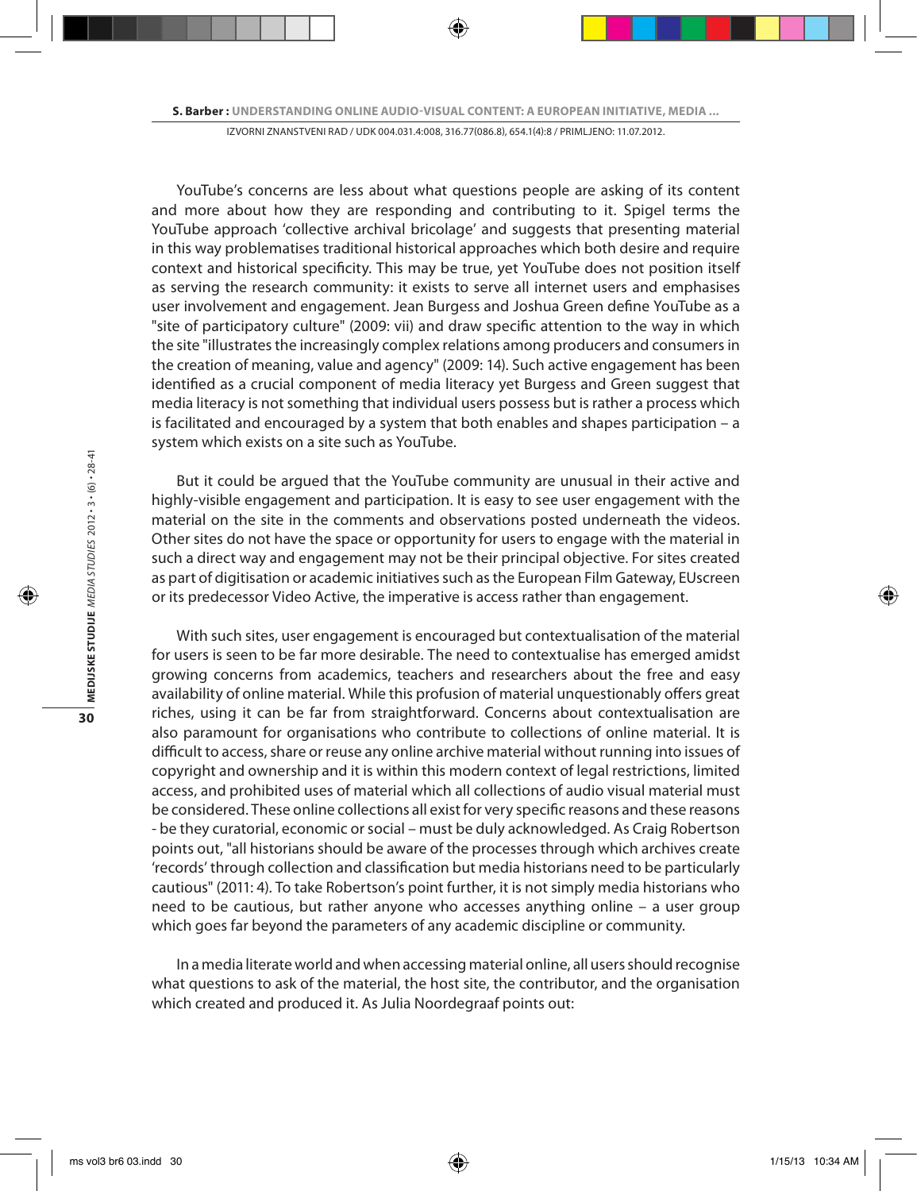YouTube's concerns are less about what questions people are asking of its content and more about how they are responding and contributing to it. Spigel terms the YouTube approach 'collective archival bricolage' and suggests that presenting material in this way problematises traditional historical approaches which both desire and require context and historical specificity. This may be true, yet YouTube does not position itself as serving the research community: it exists to serve all internet users and emphasises user involvement and engagement. Jean Burgess and Joshua Green define YouTube as a "site of participatory culture" (2009: vii) and draw specific attention to the way in which the site "illustrates the increasingly complex relations among producers and consumers in the creation of meaning, value and agency" (2009: 14). Such active engagement has been identified as a crucial component of media literacy yet Burgess and Green suggest that media literacy is not something that individual users possess but is rather a process which is facilitated and encouraged by a system that both enables and shapes participation – a system which exists on a site such as YouTube.

But it could be argued that the YouTube community are unusual in their active and highly-visible engagement and participation. It is easy to see user engagement with the material on the site in the comments and observations posted underneath the videos. Other sites do not have the space or opportunity for users to engage with the material in such a direct way and engagement may not be their principal objective. For sites created as part of digitisation or academic initiatives such as the European Film Gateway, EUscreen or its predecessor Video Active, the imperative is access rather than engagement.

With such sites, user engagement is encouraged but contextualisation of the material for users is seen to be far more desirable. The need to contextualise has emerged amidst growing concerns from academics, teachers and researchers about the free and easy availability of online material. While this profusion of material unquestionably offers great riches, using it can be far from straightforward. Concerns about contextualisation are also paramount for organisations who contribute to collections of online material. It is difficult to access, share or reuse any online archive material without running into issues of copyright and ownership and it is within this modern context of legal restrictions, limited access, and prohibited uses of material which all collections of audio visual material must be considered. These online collections all exist for very specific reasons and these reasons - be they curatorial, economic or social – must be duly acknowledged. As Craig Robertson points out, "all historians should be aware of the processes through which archives create 'records' through collection and classification but media historians need to be particularly cautious" (2011: 4). To take Robertson's point further, it is not simply media historians who need to be cautious, but rather anyone who accesses anything online – a user group which goes far beyond the parameters of any academic discipline or community.

In a media literate world and when accessing material online, all users should recognise what questions to ask of the material, the host site, the contributor, and the organisation which created and produced it. As Julia Noordegraaf points out: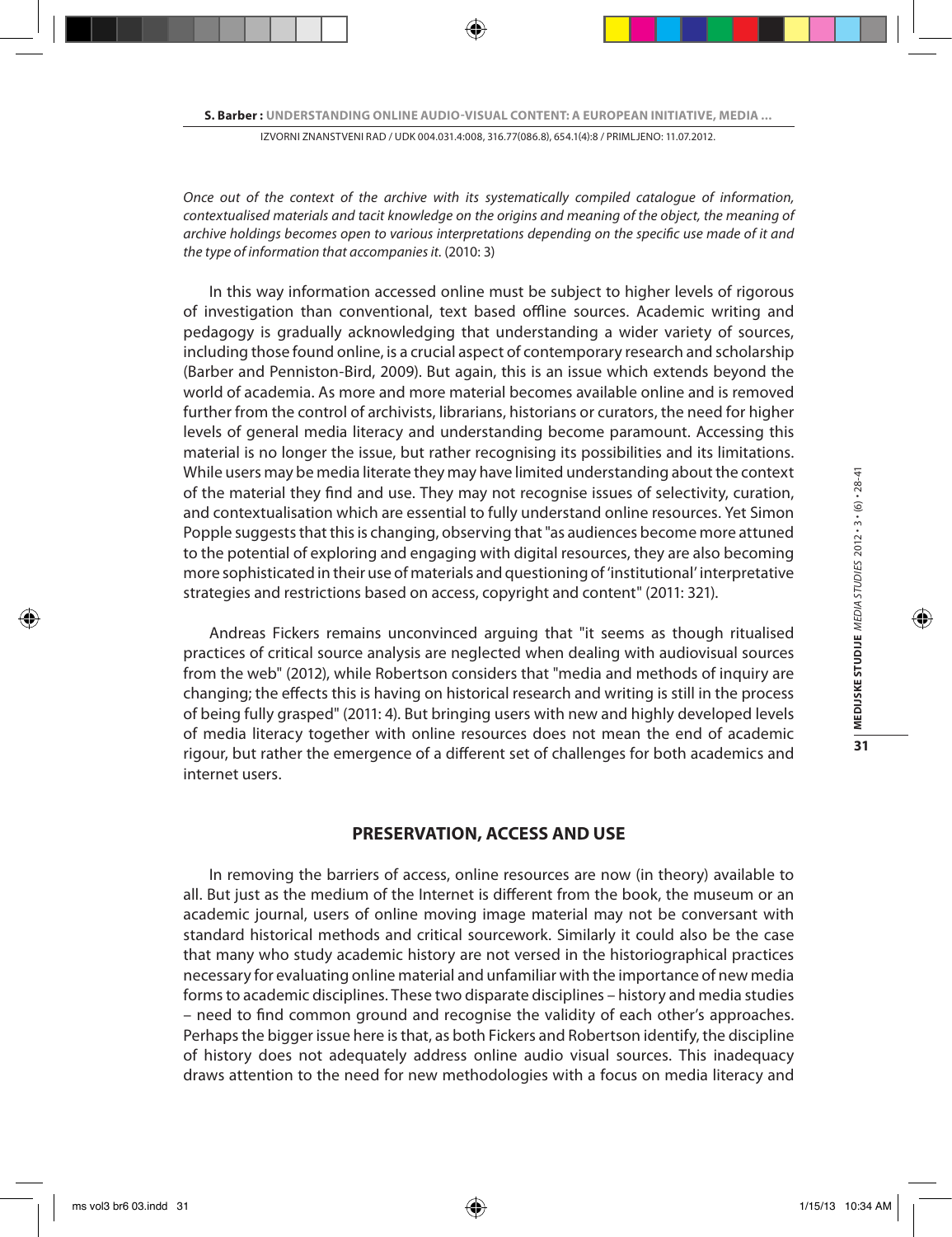*Once out of the context of the archive with its systematically compiled catalogue of information, contextualised materials and tacit knowledge on the origins and meaning of the object, the meaning of archive holdings becomes open to various interpretations depending on the specific use made of it and the type of information that accompanies it.* (2010: 3)

In this way information accessed online must be subject to higher levels of rigorous of investigation than conventional, text based offline sources. Academic writing and pedagogy is gradually acknowledging that understanding a wider variety of sources, including those found online, is a crucial aspect of contemporary research and scholarship (Barber and Penniston-Bird, 2009). But again, this is an issue which extends beyond the world of academia. As more and more material becomes available online and is removed further from the control of archivists, librarians, historians or curators, the need for higher levels of general media literacy and understanding become paramount. Accessing this material is no longer the issue, but rather recognising its possibilities and its limitations. While users may be media literate they may have limited understanding about the context of the material they find and use. They may not recognise issues of selectivity, curation, and contextualisation which are essential to fully understand online resources. Yet Simon Popple suggests that this is changing, observing that "as audiences become more attuned to the potential of exploring and engaging with digital resources, they are also becoming more sophisticated in their use of materials and questioning of 'institutional' interpretative strategies and restrictions based on access, copyright and content" (2011: 321).

Andreas Fickers remains unconvinced arguing that "it seems as though ritualised practices of critical source analysis are neglected when dealing with audiovisual sources from the web" (2012), while Robertson considers that "media and methods of inquiry are changing; the effects this is having on historical research and writing is still in the process of being fully grasped" (2011: 4). But bringing users with new and highly developed levels of media literacy together with online resources does not mean the end of academic rigour, but rather the emergence of a different set of challenges for both academics and internet users.

## PRESERVATION, ACCESS AND USE

In removing the barriers of access, online resources are now (in theory) available to all. But just as the medium of the Internet is different from the book, the museum or an academic journal, users of online moving image material may not be conversant with standard historical methods and critical sourcework. Similarly it could also be the case that many who study academic history are not versed in the historiographical practices necessary for evaluating online material and unfamiliar with the importance of new media forms to academic disciplines. These two disparate disciplines – history and media studies – need to find common ground and recognise the validity of each other's approaches. Perhaps the bigger issue here is that, as both Fickers and Robertson identify, the discipline of history does not adequately address online audio visual sources. This inadequacy draws attention to the need for new methodologies with a focus on media literacy and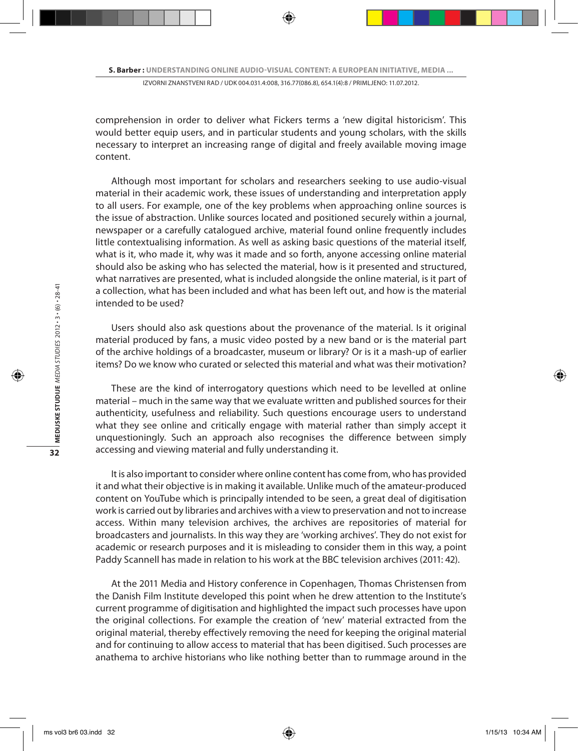comprehension in order to deliver what Fickers terms a 'new digital historicism'. This would better equip users, and in particular students and young scholars, with the skills necessary to interpret an increasing range of digital and freely available moving image content.

Although most important for scholars and researchers seeking to use audio-visual material in their academic work, these issues of understanding and interpretation apply to all users. For example, one of the key problems when approaching online sources is the issue of abstraction. Unlike sources located and positioned securely within a journal, newspaper or a carefully catalogued archive, material found online frequently includes little contextualising information. As well as asking basic questions of the material itself, what is it, who made it, why was it made and so forth, anyone accessing online material should also be asking who has selected the material, how is it presented and structured, what narratives are presented, what is included alongside the online material, is it part of a collection, what has been included and what has been left out, and how is the material intended to be used?

Users should also ask questions about the provenance of the material. Is it original material produced by fans, a music video posted by a new band or is the material part of the archive holdings of a broadcaster, museum or library? Or is it a mash-up of earlier items? Do we know who curated or selected this material and what was their motivation?

These are the kind of interrogatory questions which need to be levelled at online material – much in the same way that we evaluate written and published sources for their authenticity, usefulness and reliability. Such questions encourage users to understand what they see online and critically engage with material rather than simply accept it unquestioningly. Such an approach also recognises the difference between simply accessing and viewing material and fully understanding it.

It is also important to consider where online content has come from, who has provided it and what their objective is in making it available. Unlike much of the amateur-produced content on YouTube which is principally intended to be seen, a great deal of digitisation work is carried out by libraries and archives with a view to preservation and not to increase access. Within many television archives, the archives are repositories of material for broadcasters and journalists. In this way they are 'working archives'. They do not exist for academic or research purposes and it is misleading to consider them in this way, a point Paddy Scannell has made in relation to his work at the BBC television archives (2011: 42).

At the 2011 Media and History conference in Copenhagen, Thomas Christensen from the Danish Film Institute developed this point when he drew attention to the Institute's current programme of digitisation and highlighted the impact such processes have upon the original collections. For example the creation of 'new' material extracted from the original material, thereby effectively removing the need for keeping the original material and for continuing to allow access to material that has been digitised. Such processes are anathema to archive historians who like nothing better than to rummage around in the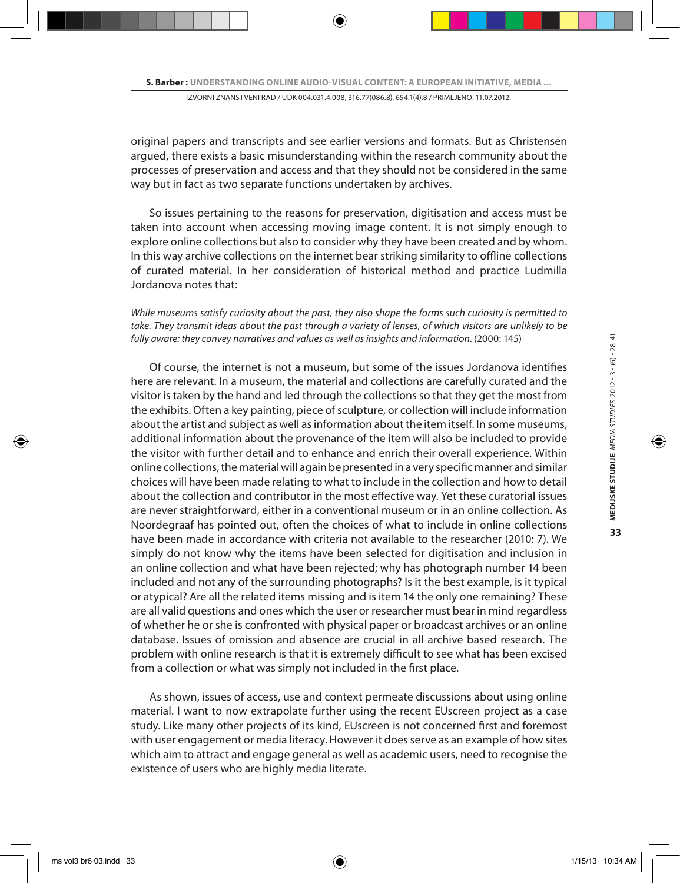original papers and transcripts and see earlier versions and formats. But as Christensen argued, there exists a basic misunderstanding within the research community about the processes of preservation and access and that they should not be considered in the same way but in fact as two separate functions undertaken by archives.

So issues pertaining to the reasons for preservation, digitisation and access must be taken into account when accessing moving image content. It is not simply enough to explore online collections but also to consider why they have been created and by whom. In this way archive collections on the internet bear striking similarity to offline collections of curated material. In her consideration of historical method and practice Ludmilla Jordanova notes that:

*While museums satisfy curiosity about the past, they also shape the forms such curiosity is permitted to take. They transmit ideas about the past through a variety of lenses, of which visitors are unlikely to be fully aware: they convey narratives and values as well as insights and information.* (2000: 145)

Of course, the internet is not a museum, but some of the issues Jordanova identifies here are relevant. In a museum, the material and collections are carefully curated and the visitor is taken by the hand and led through the collections so that they get the most from the exhibits. Often a key painting, piece of sculpture, or collection will include information about the artist and subject as well as information about the item itself. In some museums, additional information about the provenance of the item will also be included to provide the visitor with further detail and to enhance and enrich their overall experience. Within online collections, the material will again be presented in a very specific manner and similar choices will have been made relating to what to include in the collection and how to detail about the collection and contributor in the most effective way. Yet these curatorial issues are never straightforward, either in a conventional museum or in an online collection. As Noordegraaf has pointed out, often the choices of what to include in online collections have been made in accordance with criteria not available to the researcher (2010: 7). We simply do not know why the items have been selected for digitisation and inclusion in an online collection and what have been rejected; why has photograph number 14 been included and not any of the surrounding photographs? Is it the best example, is it typical or atypical? Are all the related items missing and is item 14 the only one remaining? These are all valid questions and ones which the user or researcher must bear in mind regardless of whether he or she is confronted with physical paper or broadcast archives or an online database. Issues of omission and absence are crucial in all archive based research. The problem with online research is that it is extremely difficult to see what has been excised from a collection or what was simply not included in the first place.

As shown, issues of access, use and context permeate discussions about using online material. I want to now extrapolate further using the recent EUscreen project as a case study. Like many other projects of its kind, EUscreen is not concerned first and foremost with user engagement or media literacy. However it does serve as an example of how sites which aim to attract and engage general as well as academic users, need to recognise the existence of users who are highly media literate.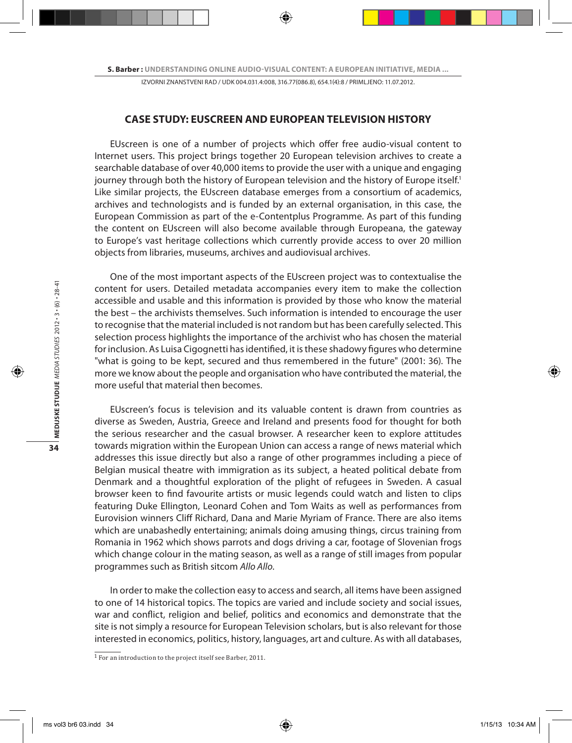## CASE STUDY: EUSCREEN AND EUROPEAN TELEVISION HISTORY

EUscreen is one of a number of projects which offer free audio-visual content to Internet users. This project brings together 20 European television archives to create a searchable database of over 40,000 items to provide the user with a unique and engaging journey through both the history of European television and the history of Europe itself.[1] Like similar projects, the EUscreen database emerges from a consortium of academics, archives and technologists and is funded by an external organisation, in this case, the European Commission as part of the e-Contentplus Programme. As part of this funding the content on EUscreen will also become available through Europeana, the gateway to Europe's vast heritage collections which currently provide access to over 20 million objects from libraries, museums, archives and audiovisual archives.

One of the most important aspects of the EUscreen project was to contextualise the content for users. Detailed metadata accompanies every item to make the collection accessible and usable and this information is provided by those who know the material the best – the archivists themselves. Such information is intended to encourage the user to recognise that the material included is not random but has been carefully selected. This selection process highlights the importance of the archivist who has chosen the material for inclusion. As Luisa Cigognetti has identified, it is these shadowy figures who determine "what is going to be kept, secured and thus remembered in the future" (2001: 36). The more we know about the people and organisation who have contributed the material, the more useful that material then becomes.

EUscreen's focus is television and its valuable content is drawn from countries as diverse as Sweden, Austria, Greece and Ireland and presents food for thought for both the serious researcher and the casual browser. A researcher keen to explore attitudes towards migration within the European Union can access a range of news material which addresses this issue directly but also a range of other programmes including a piece of Belgian musical theatre with immigration as its subject, a heated political debate from Denmark and a thoughtful exploration of the plight of refugees in Sweden. A casual browser keen to find favourite artists or music legends could watch and listen to clips featuring Duke Ellington, Leonard Cohen and Tom Waits as well as performances from Eurovision winners Cliff Richard, Dana and Marie Myriam of France. There are also items which are unabashedly entertaining; animals doing amusing things, circus training from Romania in 1962 which shows parrots and dogs driving a car, footage of Slovenian frogs which change colour in the mating season, as well as a range of still images from popular programmes such as British sitcom *Allo Allo*.

In order to make the collection easy to access and search, all items have been assigned to one of 14 historical topics. The topics are varied and include society and social issues, war and conflict, religion and belief, politics and economics and demonstrate that the site is not simply a resource for European Television scholars, but is also relevant for those interested in economics, politics, history, languages, art and culture. As with all databases,

[1] For an introduction to the project itself see Barber, 2011.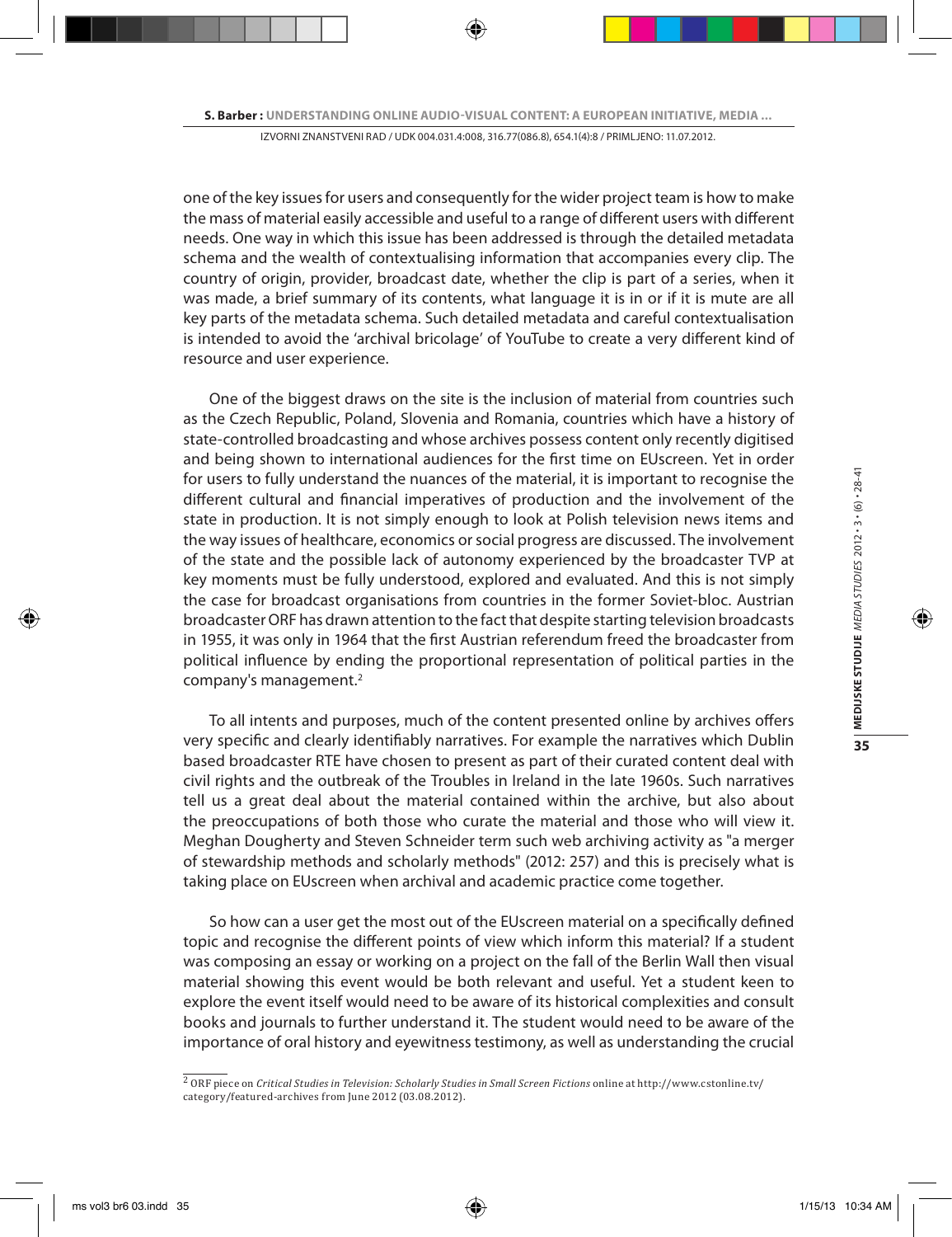one of the key issues for users and consequently for the wider project team is how to make the mass of material easily accessible and useful to a range of different users with different needs. One way in which this issue has been addressed is through the detailed metadata schema and the wealth of contextualising information that accompanies every clip. The country of origin, provider, broadcast date, whether the clip is part of a series, when it was made, a brief summary of its contents, what language it is in or if it is mute are all key parts of the metadata schema. Such detailed metadata and careful contextualisation is intended to avoid the 'archival bricolage' of YouTube to create a very different kind of resource and user experience.

One of the biggest draws on the site is the inclusion of material from countries such as the Czech Republic, Poland, Slovenia and Romania, countries which have a history of state-controlled broadcasting and whose archives possess content only recently digitised and being shown to international audiences for the first time on EUscreen. Yet in order for users to fully understand the nuances of the material, it is important to recognise the different cultural and financial imperatives of production and the involvement of the state in production. It is not simply enough to look at Polish television news items and the way issues of healthcare, economics or social progress are discussed. The involvement of the state and the possible lack of autonomy experienced by the broadcaster TVP at key moments must be fully understood, explored and evaluated. And this is not simply the case for broadcast organisations from countries in the former Soviet-bloc. Austrian broadcaster ORF has drawn attention to the fact that despite starting television broadcasts in 1955, it was only in 1964 that the first Austrian referendum freed the broadcaster from political influence by ending the proportional representation of political parties in the company's management.[2]

To all intents and purposes, much of the content presented online by archives offers very specific and clearly identifiably narratives. For example the narratives which Dublin based broadcaster RTE have chosen to present as part of their curated content deal with civil rights and the outbreak of the Troubles in Ireland in the late 1960s. Such narratives tell us a great deal about the material contained within the archive, but also about the preoccupations of both those who curate the material and those who will view it. Meghan Dougherty and Steven Schneider term such web archiving activity as "a merger of stewardship methods and scholarly methods" (2012: 257) and this is precisely what is taking place on EUscreen when archival and academic practice come together.

So how can a user get the most out of the EUscreen material on a specifically defined topic and recognise the different points of view which inform this material? If a student was composing an essay or working on a project on the fall of the Berlin Wall then visual material showing this event would be both relevant and useful. Yet a student keen to explore the event itself would need to be aware of its historical complexities and consult books and journals to further understand it. The student would need to be aware of the importance of oral history and eyewitness testimony, as well as understanding the crucial

[2] ORF piece on *Critical Studies in Television: Scholarly Studies in Small Screen Fictions* online at http://www.cstonline.tv/category/featured-archives from June 2012 (03.08.2012).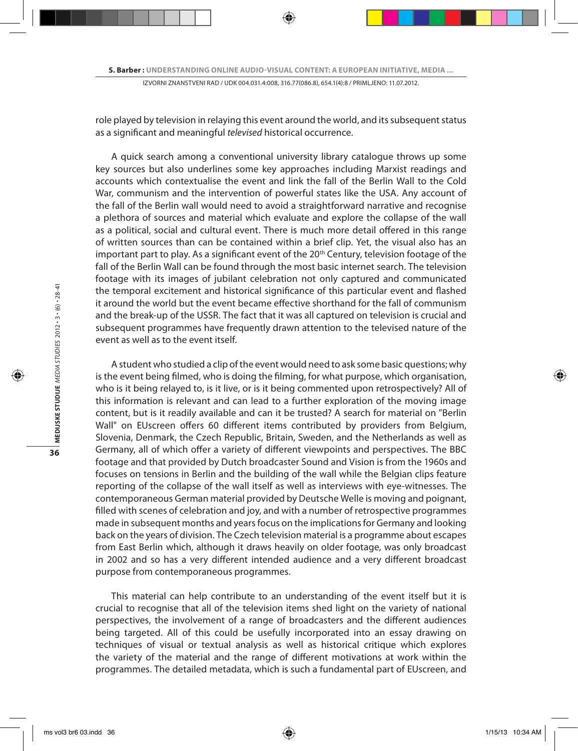role played by television in relaying this event around the world, and its subsequent status as a significant and meaningful *televised* historical occurrence.

A quick search among a conventional university library catalogue throws up some key sources but also underlines some key approaches including Marxist readings and accounts which contextualise the event and link the fall of the Berlin Wall to the Cold War, communism and the intervention of powerful states like the USA. Any account of the fall of the Berlin wall would need to avoid a straightforward narrative and recognise a plethora of sources and material which evaluate and explore the collapse of the wall as a political, social and cultural event. There is much more detail offered in this range of written sources than can be contained within a brief clip. Yet, the visual also has an important part to play. As a significant event of the 20th Century, television footage of the fall of the Berlin Wall can be found through the most basic internet search. The television footage with its images of jubilant celebration not only captured and communicated the temporal excitement and historical significance of this particular event and flashed it around the world but the event became effective shorthand for the fall of communism and the break-up of the USSR. The fact that it was all captured on television is crucial and subsequent programmes have frequently drawn attention to the televised nature of the event as well as to the event itself.

A student who studied a clip of the event would need to ask some basic questions; why is the event being filmed, who is doing the filming, for what purpose, which organisation, who is it being relayed to, is it live, or is it being commented upon retrospectively? All of this information is relevant and can lead to a further exploration of the moving image content, but is it readily available and can it be trusted? A search for material on "Berlin Wall" on EUscreen offers 60 different items contributed by providers from Belgium, Slovenia, Denmark, the Czech Republic, Britain, Sweden, and the Netherlands as well as Germany, all of which offer a variety of different viewpoints and perspectives. The BBC footage and that provided by Dutch broadcaster Sound and Vision is from the 1960s and focuses on tensions in Berlin and the building of the wall while the Belgian clips feature reporting of the collapse of the wall itself as well as interviews with eye-witnesses. The contemporaneous German material provided by Deutsche Welle is moving and poignant, filled with scenes of celebration and joy, and with a number of retrospective programmes made in subsequent months and years focus on the implications for Germany and looking back on the years of division. The Czech television material is a programme about escapes from East Berlin which, although it draws heavily on older footage, was only broadcast in 2002 and so has a very different intended audience and a very different broadcast purpose from contemporaneous programmes.

This material can help contribute to an understanding of the event itself but it is crucial to recognise that all of the television items shed light on the variety of national perspectives, the involvement of a range of broadcasters and the different audiences being targeted. All of this could be usefully incorporated into an essay drawing on techniques of visual or textual analysis as well as historical critique which explores the variety of the material and the range of different motivations at work within the programmes. The detailed metadata, which is such a fundamental part of EUscreen, and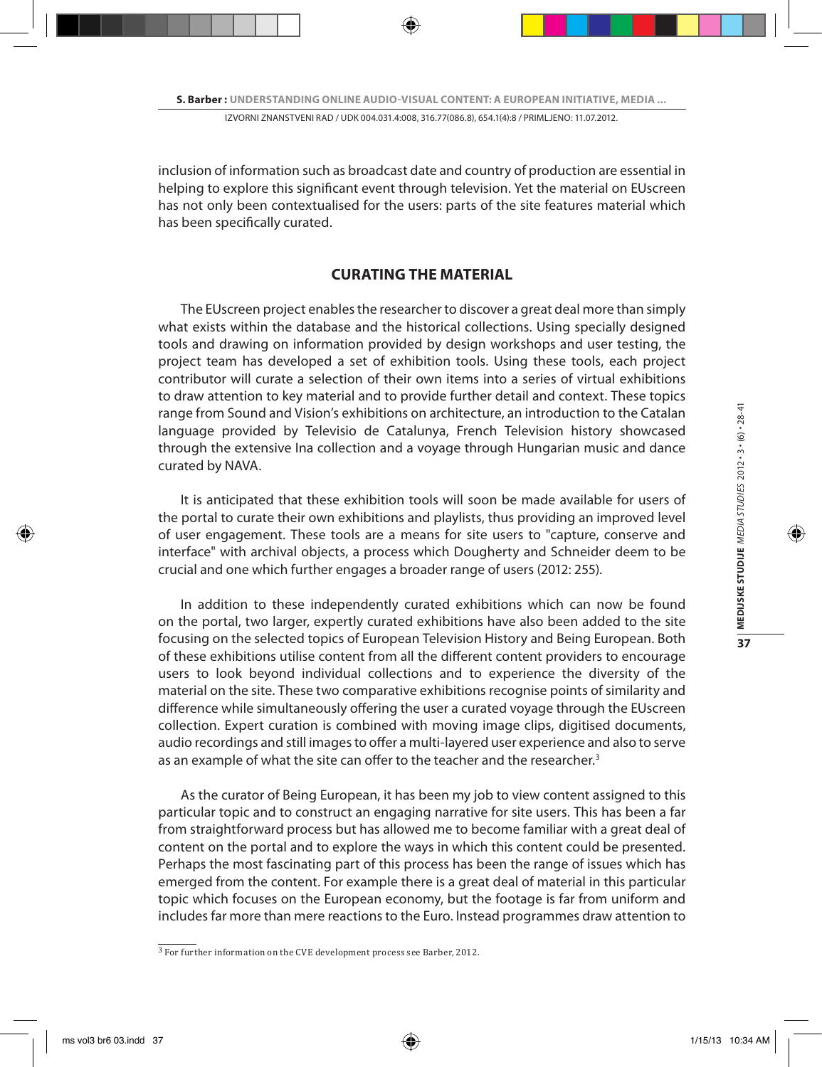inclusion of information such as broadcast date and country of production are essential in helping to explore this significant event through television. Yet the material on EUscreen has not only been contextualised for the users: parts of the site features material which has been specifically curated.

## CURATING THE MATERIAL

The EUscreen project enables the researcher to discover a great deal more than simply what exists within the database and the historical collections. Using specially designed tools and drawing on information provided by design workshops and user testing, the project team has developed a set of exhibition tools. Using these tools, each project contributor will curate a selection of their own items into a series of virtual exhibitions to draw attention to key material and to provide further detail and context. These topics range from Sound and Vision's exhibitions on architecture, an introduction to the Catalan language provided by Televisio de Catalunya, French Television history showcased through the extensive Ina collection and a voyage through Hungarian music and dance curated by NAVA.

It is anticipated that these exhibition tools will soon be made available for users of the portal to curate their own exhibitions and playlists, thus providing an improved level of user engagement. These tools are a means for site users to "capture, conserve and interface" with archival objects, a process which Dougherty and Schneider deem to be crucial and one which further engages a broader range of users (2012: 255).

In addition to these independently curated exhibitions which can now be found on the portal, two larger, expertly curated exhibitions have also been added to the site focusing on the selected topics of European Television History and Being European. Both of these exhibitions utilise content from all the different content providers to encourage users to look beyond individual collections and to experience the diversity of the material on the site. These two comparative exhibitions recognise points of similarity and difference while simultaneously offering the user a curated voyage through the EUscreen collection. Expert curation is combined with moving image clips, digitised documents, audio recordings and still images to offer a multi-layered user experience and also to serve as an example of what the site can offer to the teacher and the researcher.[3]

As the curator of Being European, it has been my job to view content assigned to this particular topic and to construct an engaging narrative for site users. This has been a far from straightforward process but has allowed me to become familiar with a great deal of content on the portal and to explore the ways in which this content could be presented. Perhaps the most fascinating part of this process has been the range of issues which has emerged from the content. For example there is a great deal of material in this particular topic which focuses on the European economy, but the footage is far from uniform and includes far more than mere reactions to the Euro. Instead programmes draw attention to

[3] For further information on the CVE development process see Barber, 2012.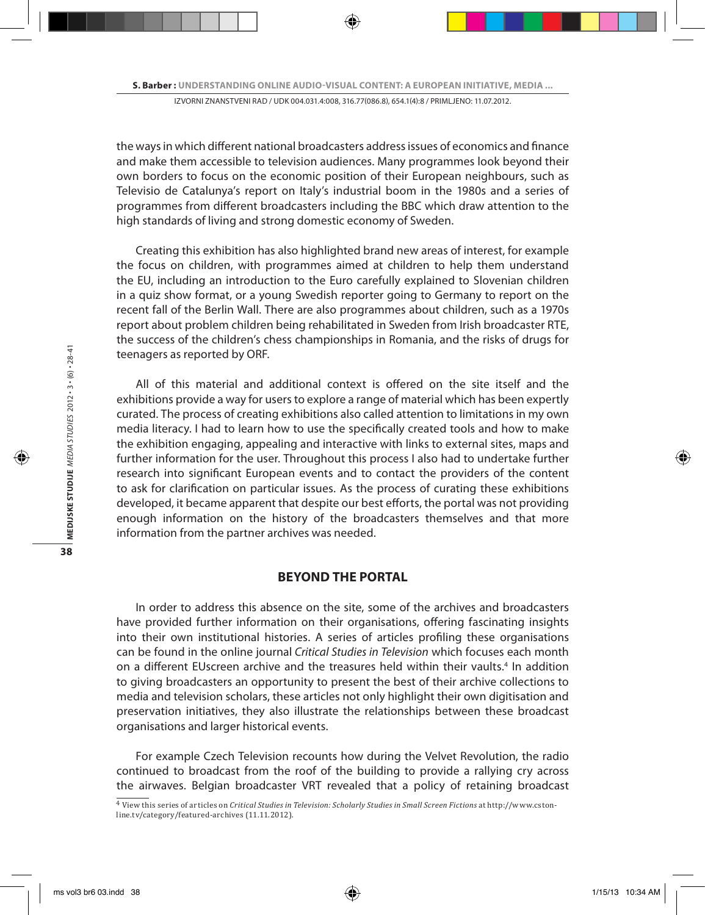the ways in which different national broadcasters address issues of economics and finance and make them accessible to television audiences. Many programmes look beyond their own borders to focus on the economic position of their European neighbours, such as Televisio de Catalunya's report on Italy's industrial boom in the 1980s and a series of programmes from different broadcasters including the BBC which draw attention to the high standards of living and strong domestic economy of Sweden.

Creating this exhibition has also highlighted brand new areas of interest, for example the focus on children, with programmes aimed at children to help them understand the EU, including an introduction to the Euro carefully explained to Slovenian children in a quiz show format, or a young Swedish reporter going to Germany to report on the recent fall of the Berlin Wall. There are also programmes about children, such as a 1970s report about problem children being rehabilitated in Sweden from Irish broadcaster RTE, the success of the children's chess championships in Romania, and the risks of drugs for teenagers as reported by ORF.

All of this material and additional context is offered on the site itself and the exhibitions provide a way for users to explore a range of material which has been expertly curated. The process of creating exhibitions also called attention to limitations in my own media literacy. I had to learn how to use the specifically created tools and how to make the exhibition engaging, appealing and interactive with links to external sites, maps and further information for the user. Throughout this process I also had to undertake further research into significant European events and to contact the providers of the content to ask for clarification on particular issues. As the process of curating these exhibitions developed, it became apparent that despite our best efforts, the portal was not providing enough information on the history of the broadcasters themselves and that more information from the partner archives was needed.

## BEYOND THE PORTAL

In order to address this absence on the site, some of the archives and broadcasters have provided further information on their organisations, offering fascinating insights into their own institutional histories. A series of articles profiling these organisations can be found in the online journal *Critical Studies in Television* which focuses each month on a different EUscreen archive and the treasures held within their vaults.[4] In addition to giving broadcasters an opportunity to present the best of their archive collections to media and television scholars, these articles not only highlight their own digitisation and preservation initiatives, they also illustrate the relationships between these broadcast organisations and larger historical events.

For example Czech Television recounts how during the Velvet Revolution, the radio continued to broadcast from the roof of the building to provide a rallying cry across the airwaves. Belgian broadcaster VRT revealed that a policy of retaining broadcast

[4] View this series of articles on *Critical Studies in Television: Scholarly Studies in Small Screen Fictions* at http://www.cstonline.tv/category/featured-archives (11.11.2012).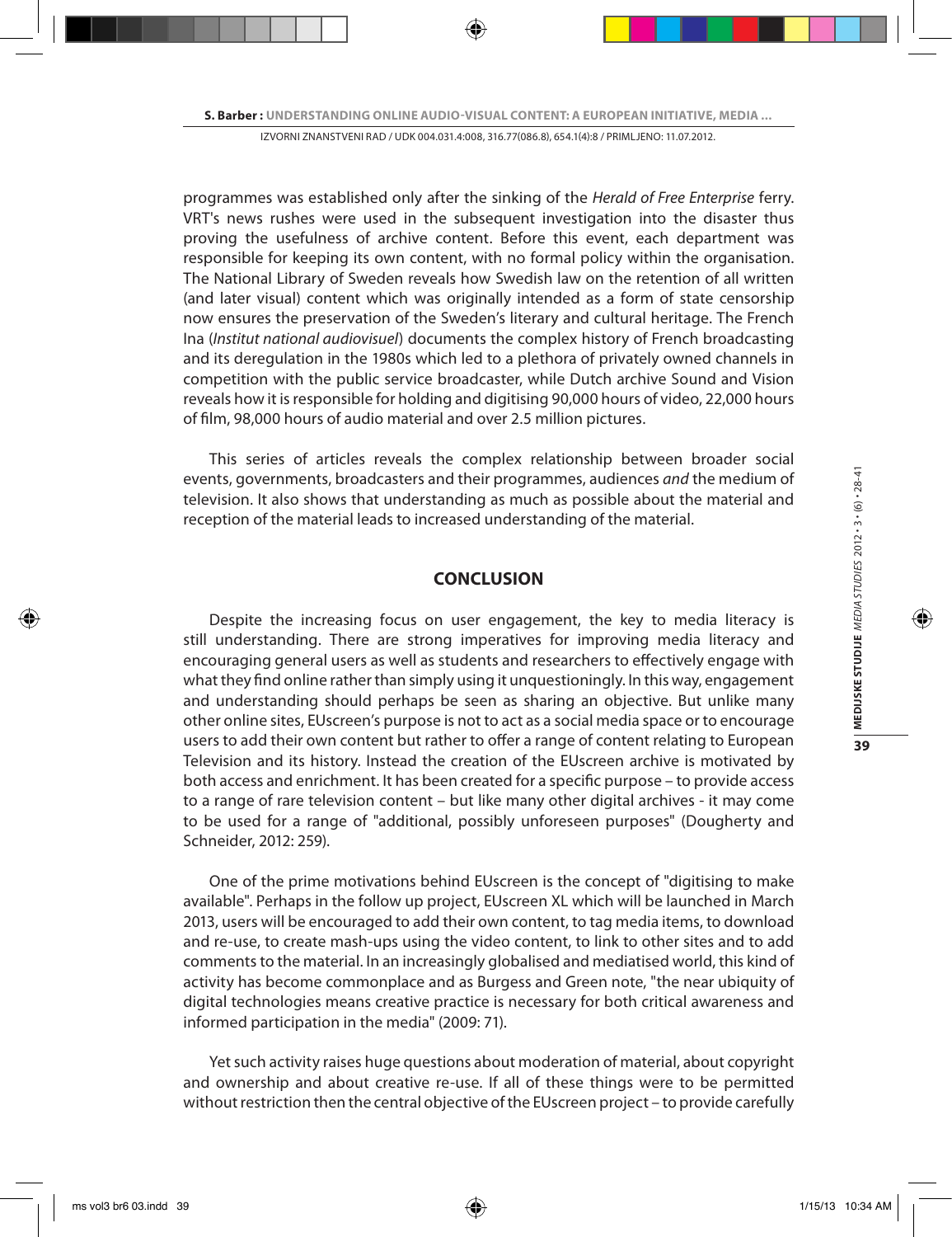programmes was established only after the sinking of the *Herald of Free Enterprise* ferry. VRT's news rushes were used in the subsequent investigation into the disaster thus proving the usefulness of archive content. Before this event, each department was responsible for keeping its own content, with no formal policy within the organisation. The National Library of Sweden reveals how Swedish law on the retention of all written (and later visual) content which was originally intended as a form of state censorship now ensures the preservation of the Sweden's literary and cultural heritage. The French Ina (*Institut national audiovisuel*) documents the complex history of French broadcasting and its deregulation in the 1980s which led to a plethora of privately owned channels in competition with the public service broadcaster, while Dutch archive Sound and Vision reveals how it is responsible for holding and digitising 90,000 hours of video, 22,000 hours of film, 98,000 hours of audio material and over 2.5 million pictures.

This series of articles reveals the complex relationship between broader social events, governments, broadcasters and their programmes, audiences *and* the medium of television. It also shows that understanding as much as possible about the material and reception of the material leads to increased understanding of the material.

## CONCLUSION

Despite the increasing focus on user engagement, the key to media literacy is still understanding. There are strong imperatives for improving media literacy and encouraging general users as well as students and researchers to effectively engage with what they find online rather than simply using it unquestioningly. In this way, engagement and understanding should perhaps be seen as sharing an objective. But unlike many other online sites, EUscreen's purpose is not to act as a social media space or to encourage users to add their own content but rather to offer a range of content relating to European Television and its history. Instead the creation of the EUscreen archive is motivated by both access and enrichment. It has been created for a specific purpose – to provide access to a range of rare television content – but like many other digital archives - it may come to be used for a range of "additional, possibly unforeseen purposes" (Dougherty and Schneider, 2012: 259).

One of the prime motivations behind EUscreen is the concept of "digitising to make available". Perhaps in the follow up project, EUscreen XL which will be launched in March 2013, users will be encouraged to add their own content, to tag media items, to download and re-use, to create mash-ups using the video content, to link to other sites and to add comments to the material. In an increasingly globalised and mediatised world, this kind of activity has become commonplace and as Burgess and Green note, "the near ubiquity of digital technologies means creative practice is necessary for both critical awareness and informed participation in the media" (2009: 71).

Yet such activity raises huge questions about moderation of material, about copyright and ownership and about creative re-use. If all of these things were to be permitted without restriction then the central objective of the EUscreen project – to provide carefully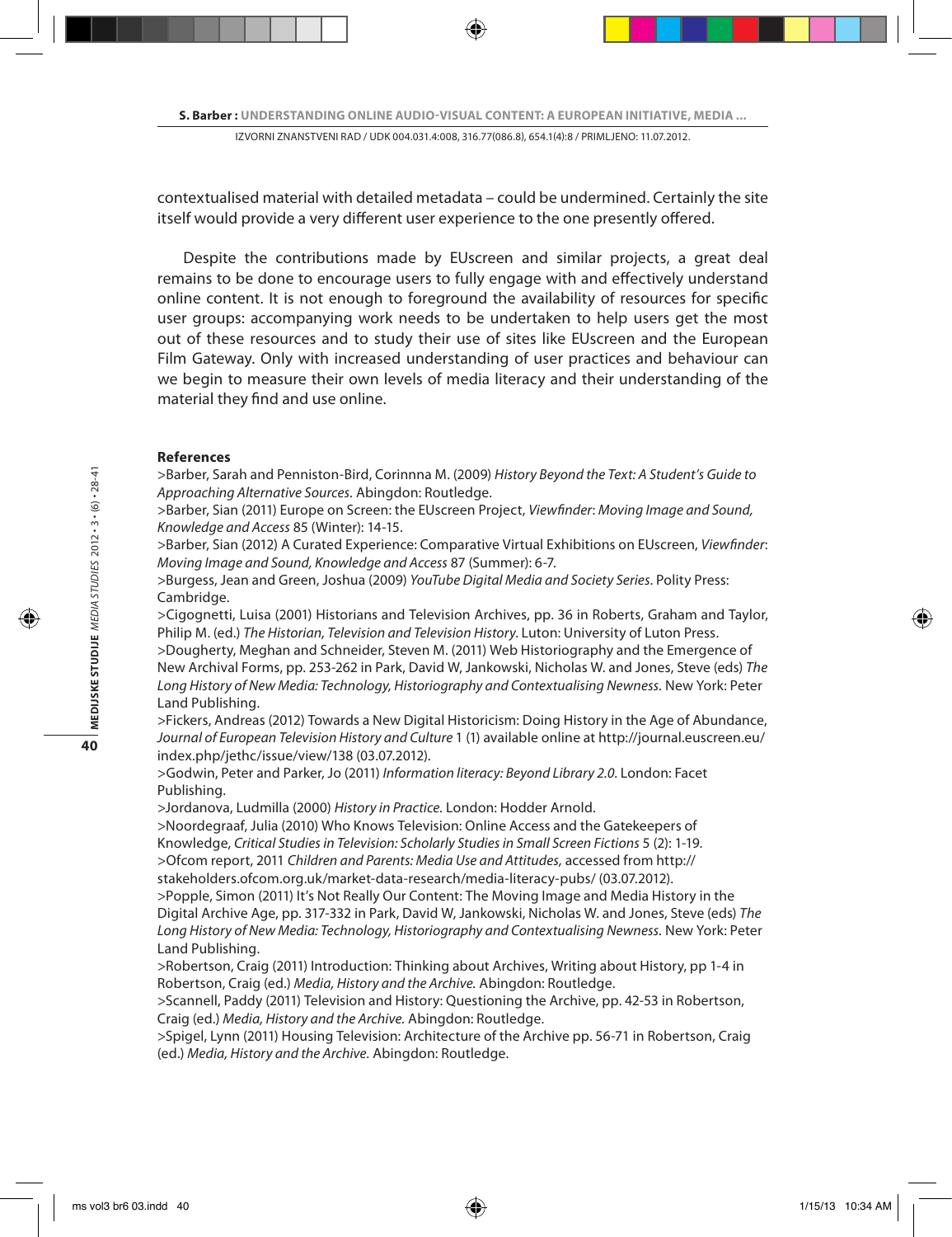contextualised material with detailed metadata – could be undermined. Certainly the site itself would provide a very different user experience to the one presently offered.

Despite the contributions made by EUscreen and similar projects, a great deal remains to be done to encourage users to fully engage with and effectively understand online content. It is not enough to foreground the availability of resources for specific user groups: accompanying work needs to be undertaken to help users get the most out of these resources and to study their use of sites like EUscreen and the European Film Gateway. Only with increased understanding of user practices and behaviour can we begin to measure their own levels of media literacy and their understanding of the material they find and use online.

**References**

>Barber, Sarah and Penniston-Bird, Corinnna M. (2009) *History Beyond the Text: A Student's Guide to Approaching Alternative Sources.* Abingdon: Routledge.

>Barber, Sian (2011) Europe on Screen: the EUscreen Project, *Viewfinder*: *Moving Image and Sound, Knowledge and Access* 85 (Winter): 14-15.

>Barber, Sian (2012) A Curated Experience: Comparative Virtual Exhibitions on EUscreen, *Viewfinder*: *Moving Image and Sound, Knowledge and Access* 87 (Summer): 6-7.

>Burgess, Jean and Green, Joshua (2009) *YouTube Digital Media and Society Series*. Polity Press: Cambridge.

>Cigognetti, Luisa (2001) Historians and Television Archives, pp. 36 in Roberts, Graham and Taylor, Philip M. (ed.) *The Historian, Television and Television History*. Luton: University of Luton Press.

>Dougherty, Meghan and Schneider, Steven M. (2011) Web Historiography and the Emergence of New Archival Forms, pp. 253-262 in Park, David W, Jankowski, Nicholas W. and Jones, Steve (eds) *The Long History of New Media: Technology, Historiography and Contextualising Newness.* New York: Peter Land Publishing.

>Fickers, Andreas (2012) Towards a New Digital Historicism: Doing History in the Age of Abundance, *Journal of European Television History and Culture* 1 (1) available online at http://journal.euscreen.eu/index.php/jethc/issue/view/138 (03.07.2012).

>Godwin, Peter and Parker, Jo (2011) *Information literacy: Beyond Library 2.0*. London: Facet Publishing.

>Jordanova, Ludmilla (2000) *History in Practice.* London: Hodder Arnold.

>Noordegraaf, Julia (2010) Who Knows Television: Online Access and the Gatekeepers of Knowledge, *Critical Studies in Television: Scholarly Studies in Small Screen Fictions* 5 (2): 1-19.

>Ofcom report, 2011 *Children and Parents: Media Use and Attitudes,* accessed from http://stakeholders.ofcom.org.uk/market-data-research/media-literacy-pubs/ (03.07.2012).

>Popple, Simon (2011) It's Not Really Our Content: The Moving Image and Media History in the Digital Archive Age, pp. 317-332 in Park, David W, Jankowski, Nicholas W. and Jones, Steve (eds) *The Long History of New Media: Technology, Historiography and Contextualising Newness.* New York: Peter Land Publishing.

>Robertson, Craig (2011) Introduction: Thinking about Archives, Writing about History, pp 1-4 in Robertson, Craig (ed.) *Media, History and the Archive.* Abingdon: Routledge.

>Scannell, Paddy (2011) Television and History: Questioning the Archive, pp. 42-53 in Robertson, Craig (ed.) *Media, History and the Archive.* Abingdon: Routledge.

>Spigel, Lynn (2011) Housing Television: Architecture of the Archive pp. 56-71 in Robertson, Craig (ed.) *Media, History and the Archive.* Abingdon: Routledge.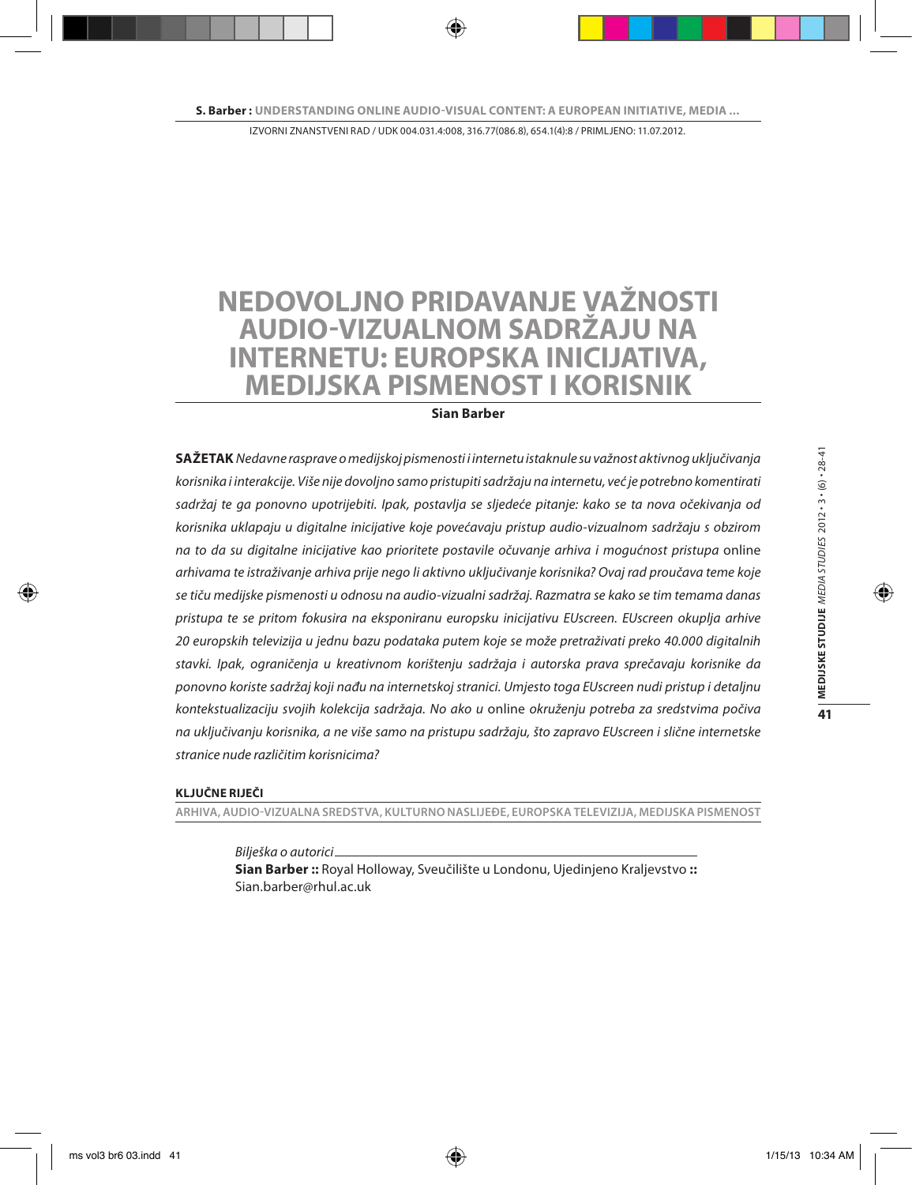IZVORNI ZNANSTVENI RAD / UDK 004.031.4:008, 316.77(086.8), 654.1(4):8 / PRIMLJENO: 11.07.2012.

# NEDOVOLJNO PRIDAVANJE VAŽNOSTI AUDIO-VIZUALNOM SADRŽAJU NA INTERNETU: EUROPSKA INICIJATIVA, MEDIJSKA PISMENOST I KORISNIK

**Sian Barber**

**SAŽETAK** *Nedavne rasprave o medijskoj pismenosti i internetu istaknule su važnost aktivnog uključivanja korisnika i interakcije. Više nije dovoljno samo pristupiti sadržaju na internetu, već je potrebno komentirati sadržaj te ga ponovno upotrijebiti. Ipak, postavlja se sljedeće pitanje: kako se ta nova očekivanja od korisnika uklapaju u digitalne inicijative koje povećavaju pristup audio-vizualnom sadržaju s obzirom na to da su digitalne inicijative kao prioritete postavile očuvanje arhiva i mogućnost pristupa* online *arhivama te istraživanje arhiva prije nego li aktivno uključivanje korisnika? Ovaj rad proučava teme koje se tiču medijske pismenosti u odnosu na audio-vizualni sadržaj. Razmatra se kako se tim temama danas pristupa te se pritom fokusira na eksponiranu europsku inicijativu EUscreen. EUscreen okuplja arhive 20 europskih televizija u jednu bazu podataka putem koje se može pretraživati preko 40.000 digitalnih stavki. Ipak, ograničenja u kreativnom korištenju sadržaja i autorska prava sprečavaju korisnike da ponovno koriste sadržaj koji nađu na internetskoj stranici. Umjesto toga EUscreen nudi pristup i detaljnu kontekstualizaciju svojih kolekcija sadržaja. No ako u* online *okruženju potreba za sredstvima počiva na uključivanju korisnika, a ne više samo na pristupu sadržaju, što zapravo EUscreen i slične internetske stranice nude različitim korisnicima?*

**KLJUČNE RIJEČI**

ARHIVA, AUDIO-VIZUALNA SREDSTVA, KULTURNO NASLIJEĐE, EUROPSKA TELEVIZIJA, MEDIJSKA PISMENOST

*Bilješka o autorici*

**Sian Barber ::** Royal Holloway, Sveučilište u Londonu, Ujedinjeno Kraljevstvo **::** Sian.barber@rhul.ac.uk